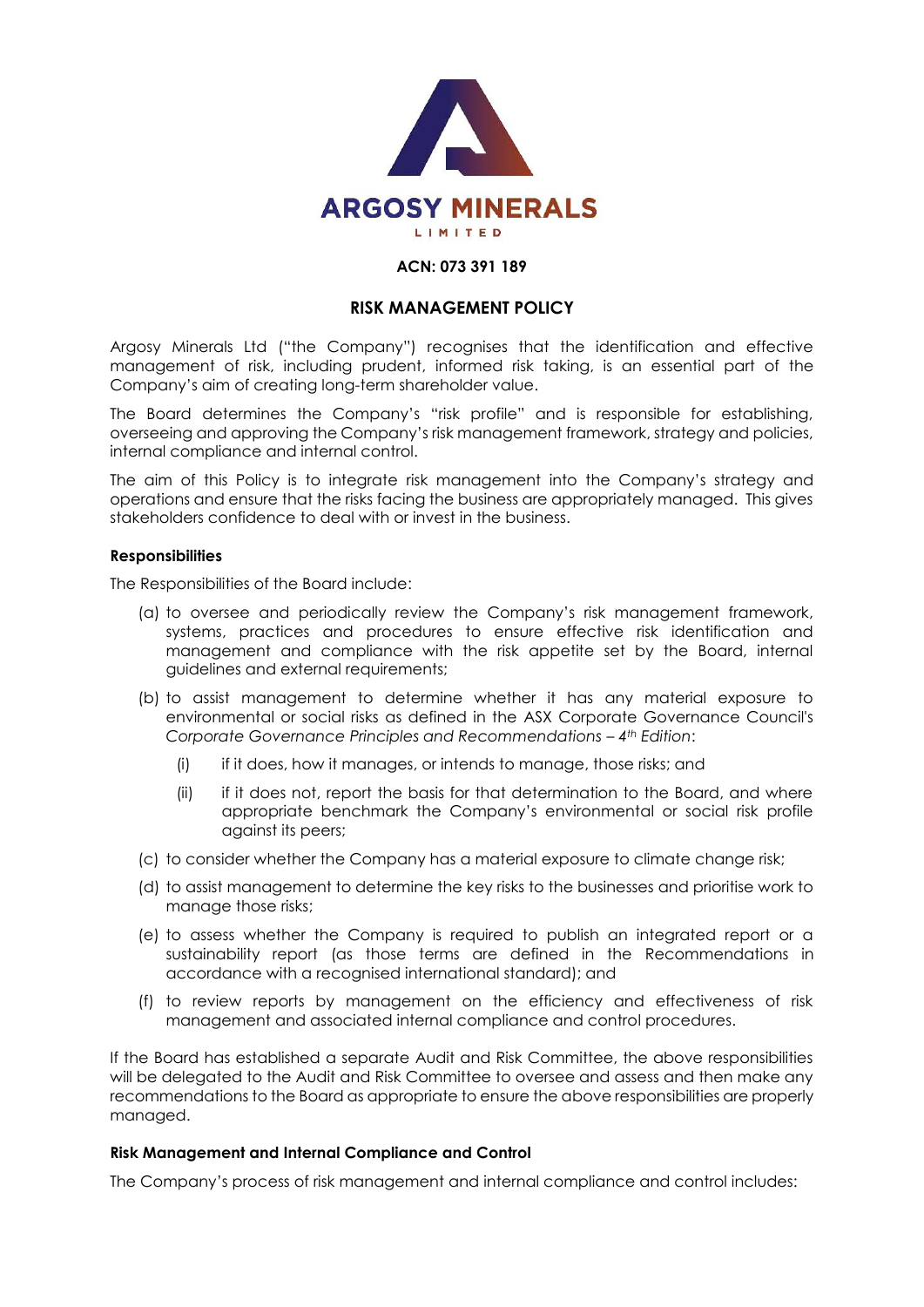**ARGOSY MINERALS**
LIMITED

**ACN: 073 391 189**

# RISK MANAGEMENT POLICY

Argosy Minerals Ltd ("the Company") recognises that the identification and effective management of risk, including prudent, informed risk taking, is an essential part of the Company's aim of creating long-term shareholder value.

The Board determines the Company's "risk profile" and is responsible for establishing, overseeing and approving the Company's risk management framework, strategy and policies, internal compliance and internal control.

The aim of this Policy is to integrate risk management into the Company's strategy and operations and ensure that the risks facing the business are appropriately managed. This gives stakeholders confidence to deal with or invest in the business.

## Responsibilities

The Responsibilities of the Board include:

(a) to oversee and periodically review the Company's risk management framework, systems, practices and procedures to ensure effective risk identification and management and compliance with the risk appetite set by the Board, internal guidelines and external requirements;

(b) to assist management to determine whether it has any material exposure to environmental or social risks as defined in the ASX Corporate Governance Council's *Corporate Governance Principles and Recommendations – 4th Edition*:

  (i) if it does, how it manages, or intends to manage, those risks; and

  (ii) if it does not, report the basis for that determination to the Board, and where appropriate benchmark the Company's environmental or social risk profile against its peers;

(c) to consider whether the Company has a material exposure to climate change risk;

(d) to assist management to determine the key risks to the businesses and prioritise work to manage those risks;

(e) to assess whether the Company is required to publish an integrated report or a sustainability report (as those terms are defined in the Recommendations in accordance with a recognised international standard); and

(f) to review reports by management on the efficiency and effectiveness of risk management and associated internal compliance and control procedures.

If the Board has established a separate Audit and Risk Committee, the above responsibilities will be delegated to the Audit and Risk Committee to oversee and assess and then make any recommendations to the Board as appropriate to ensure the above responsibilities are properly managed.

## Risk Management and Internal Compliance and Control

The Company's process of risk management and internal compliance and control includes: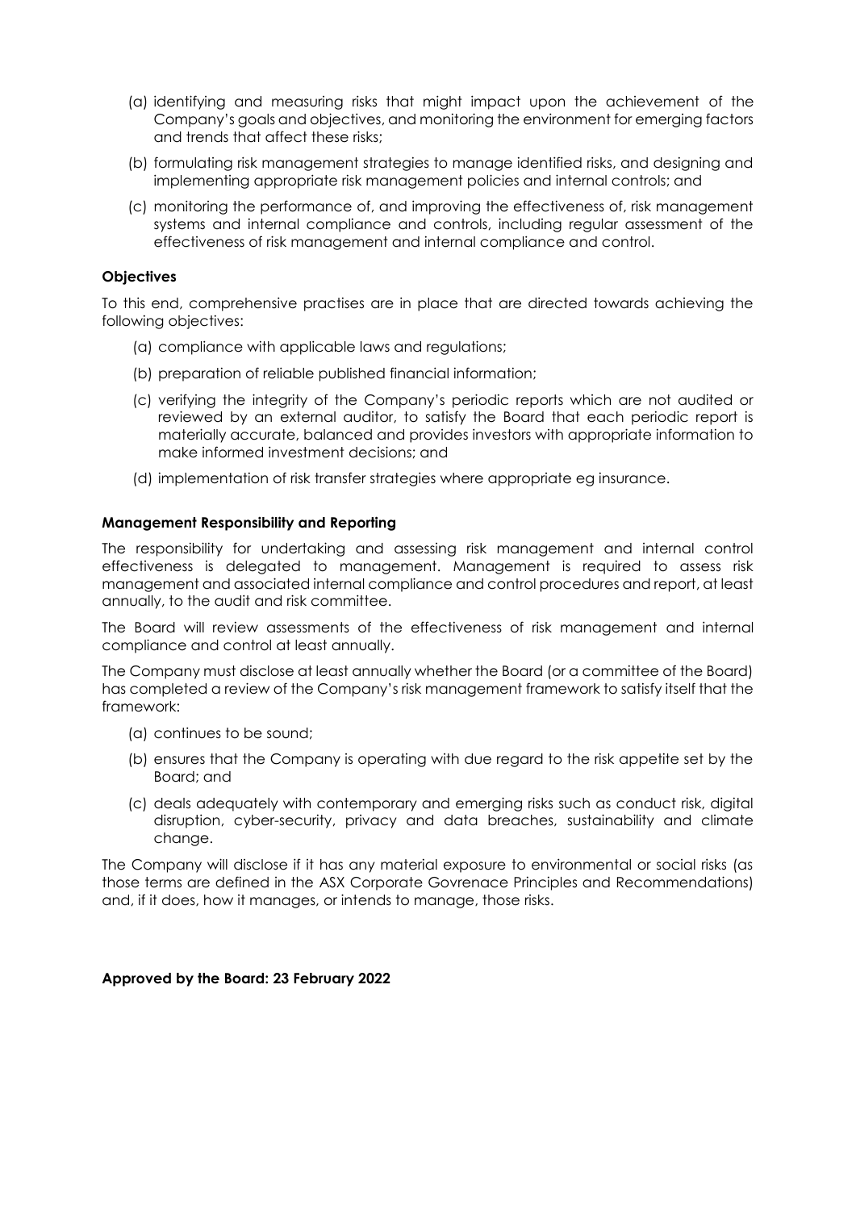(a) identifying and measuring risks that might impact upon the achievement of the Company's goals and objectives, and monitoring the environment for emerging factors and trends that affect these risks;

(b) formulating risk management strategies to manage identified risks, and designing and implementing appropriate risk management policies and internal controls; and

(c) monitoring the performance of, and improving the effectiveness of, risk management systems and internal compliance and controls, including regular assessment of the effectiveness of risk management and internal compliance and control.

**Objectives**

To this end, comprehensive practises are in place that are directed towards achieving the following objectives:

(a) compliance with applicable laws and regulations;

(b) preparation of reliable published financial information;

(c) verifying the integrity of the Company's periodic reports which are not audited or reviewed by an external auditor, to satisfy the Board that each periodic report is materially accurate, balanced and provides investors with appropriate information to make informed investment decisions; and

(d) implementation of risk transfer strategies where appropriate eg insurance.

**Management Responsibility and Reporting**

The responsibility for undertaking and assessing risk management and internal control effectiveness is delegated to management. Management is required to assess risk management and associated internal compliance and control procedures and report, at least annually, to the audit and risk committee.

The Board will review assessments of the effectiveness of risk management and internal compliance and control at least annually.

The Company must disclose at least annually whether the Board (or a committee of the Board) has completed a review of the Company's risk management framework to satisfy itself that the framework:

(a) continues to be sound;

(b) ensures that the Company is operating with due regard to the risk appetite set by the Board; and

(c) deals adequately with contemporary and emerging risks such as conduct risk, digital disruption, cyber-security, privacy and data breaches, sustainability and climate change.

The Company will disclose if it has any material exposure to environmental or social risks (as those terms are defined in the ASX Corporate Govrenace Principles and Recommendations) and, if it does, how it manages, or intends to manage, those risks.

**Approved by the Board: 23 February 2022**